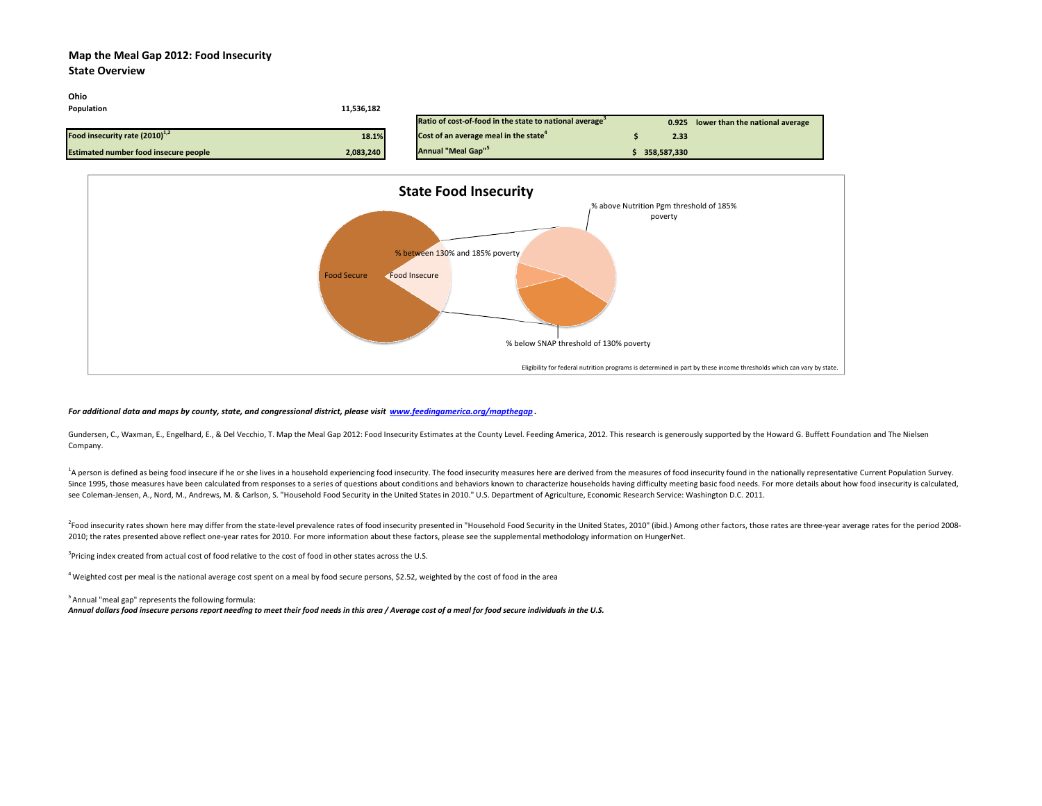## Map the Meal Gap 2012: Food Insecurity
## State Overview

**Ohio**

| | |
|---|---|
| **Population** | 11,536,182 |
| **Food insecurity rate (2010)[1,2]** | 18.1% |
| **Estimated number food insecure people** | 2,083,240 |

| | | |
|---|---|---|
| **Ratio of cost-of-food in the state to national average[3]** | 0.925 | **lower than the national average** |
| **Cost of an average meal in the state[4]** | $ 2.33 | |
| **Annual "Meal Gap"[5]** | $ 358,587,330 | |

**State Food Insecurity**

Food Secure; Food Insecure; % between 130% and 185% poverty; % above Nutrition Pgm threshold of 185% poverty; % below SNAP threshold of 130% poverty

Eligibility for federal nutrition programs is determined in part by these income thresholds which can vary by state.

***For additional data and maps by county, state, and congressional district, please visit [www.feedingamerica.org/mapthegap](www.feedingamerica.org/mapthegap) .***

Gundersen, C., Waxman, E., Engelhard, E., & Del Vecchio, T. Map the Meal Gap 2012: Food Insecurity Estimates at the County Level. Feeding America, 2012. This research is generously supported by the Howard G. Buffett Foundation and The Nielsen Company.

[1]A person is defined as being food insecure if he or she lives in a household experiencing food insecurity. The food insecurity measures here are derived from the measures of food insecurity found in the nationally representative Current Population Survey. Since 1995, those measures have been calculated from responses to a series of questions about conditions and behaviors known to characterize households having difficulty meeting basic food needs. For more details about how food insecurity is calculated, see Coleman-Jensen, A., Nord, M., Andrews, M. & Carlson, S. "Household Food Security in the United States in 2010." U.S. Department of Agriculture, Economic Research Service: Washington D.C. 2011.

[2]Food insecurity rates shown here may differ from the state-level prevalence rates of food insecurity presented in "Household Food Security in the United States, 2010" (ibid.) Among other factors, those rates are three-year average rates for the period 2008-2010; the rates presented above reflect one-year rates for 2010. For more information about these factors, please see the supplemental methodology information on HungerNet.

[3]Pricing index created from actual cost of food relative to the cost of food in other states across the U.S.

[4] Weighted cost per meal is the national average cost spent on a meal by food secure persons, $2.52, weighted by the cost of food in the area

[5] Annual "meal gap" represents the following formula:
***Annual dollars food insecure persons report needing to meet their food needs in this area / Average cost of a meal for food secure individuals in the U.S.***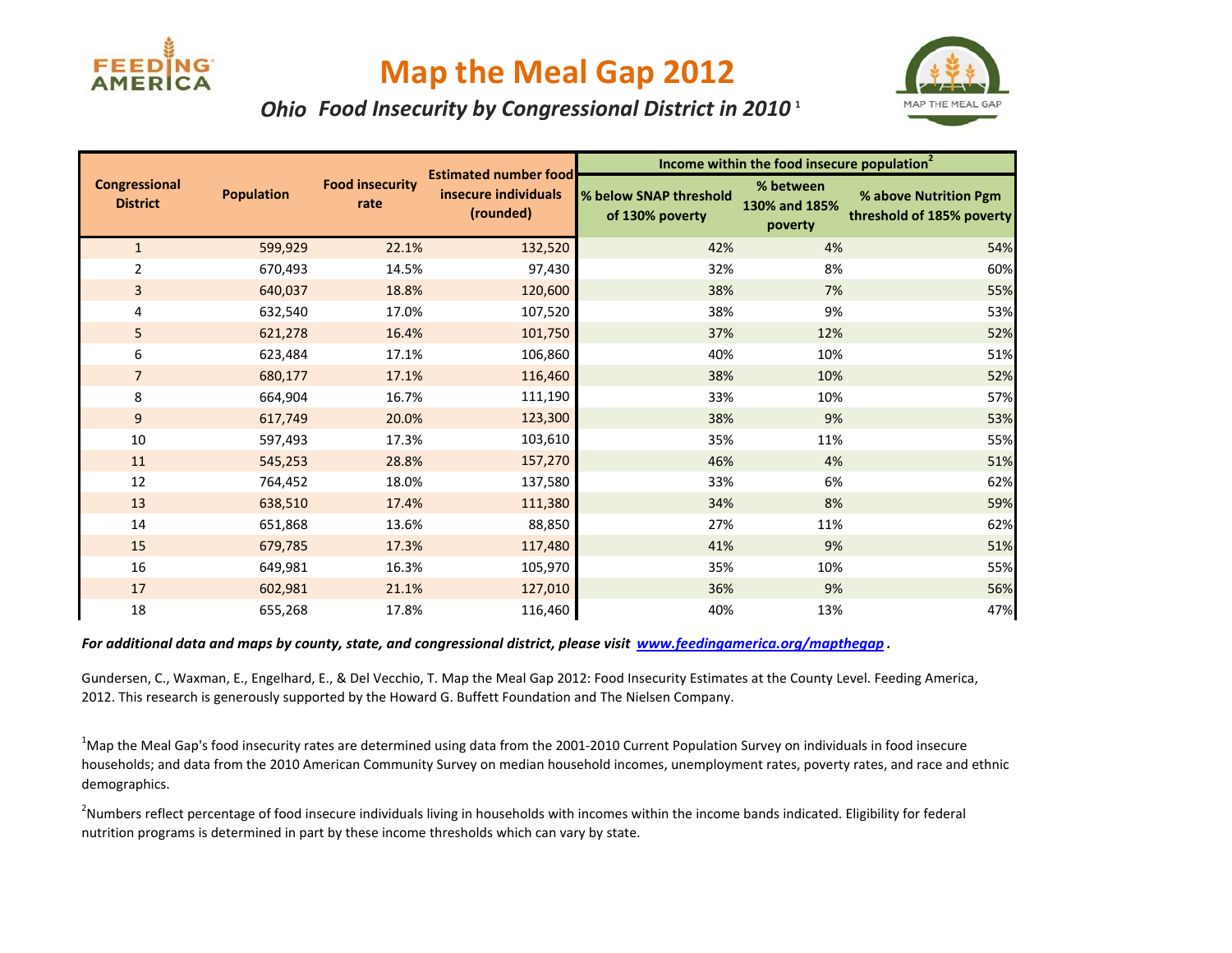# Map the Meal Gap 2012

## Ohio Food Insecurity by Congressional District in 2010 [1]

| Congressional District | Population | Food insecurity rate | Estimated number food insecure individuals (rounded) | Income within the food insecure population[2] | | |
|---|---|---|---|---|---|---|
| | | | | % below SNAP threshold of 130% poverty | % between 130% and 185% poverty | % above Nutrition Pgm threshold of 185% poverty |
| 1 | 599,929 | 22.1% | 132,520 | 42% | 4% | 54% |
| 2 | 670,493 | 14.5% | 97,430 | 32% | 8% | 60% |
| 3 | 640,037 | 18.8% | 120,600 | 38% | 7% | 55% |
| 4 | 632,540 | 17.0% | 107,520 | 38% | 9% | 53% |
| 5 | 621,278 | 16.4% | 101,750 | 37% | 12% | 52% |
| 6 | 623,484 | 17.1% | 106,860 | 40% | 10% | 51% |
| 7 | 680,177 | 17.1% | 116,460 | 38% | 10% | 52% |
| 8 | 664,904 | 16.7% | 111,190 | 33% | 10% | 57% |
| 9 | 617,749 | 20.0% | 123,300 | 38% | 9% | 53% |
| 10 | 597,493 | 17.3% | 103,610 | 35% | 11% | 55% |
| 11 | 545,253 | 28.8% | 157,270 | 46% | 4% | 51% |
| 12 | 764,452 | 18.0% | 137,580 | 33% | 6% | 62% |
| 13 | 638,510 | 17.4% | 111,380 | 34% | 8% | 59% |
| 14 | 651,868 | 13.6% | 88,850 | 27% | 11% | 62% |
| 15 | 679,785 | 17.3% | 117,480 | 41% | 9% | 51% |
| 16 | 649,981 | 16.3% | 105,970 | 35% | 10% | 55% |
| 17 | 602,981 | 21.1% | 127,010 | 36% | 9% | 56% |
| 18 | 655,268 | 17.8% | 116,460 | 40% | 13% | 47% |

***For additional data and maps by county, state, and congressional district, please visit [www.feedingamerica.org/mapthegap](www.feedingamerica.org/mapthegap) .***

Gundersen, C., Waxman, E., Engelhard, E., & Del Vecchio, T. Map the Meal Gap 2012: Food Insecurity Estimates at the County Level. Feeding America, 2012. This research is generously supported by the Howard G. Buffett Foundation and The Nielsen Company.

[1] Map the Meal Gap's food insecurity rates are determined using data from the 2001-2010 Current Population Survey on individuals in food insecure households; and data from the 2010 American Community Survey on median household incomes, unemployment rates, poverty rates, and race and ethnic demographics.

[2] Numbers reflect percentage of food insecure individuals living in households with incomes within the income bands indicated. Eligibility for federal nutrition programs is determined in part by these income thresholds which can vary by state.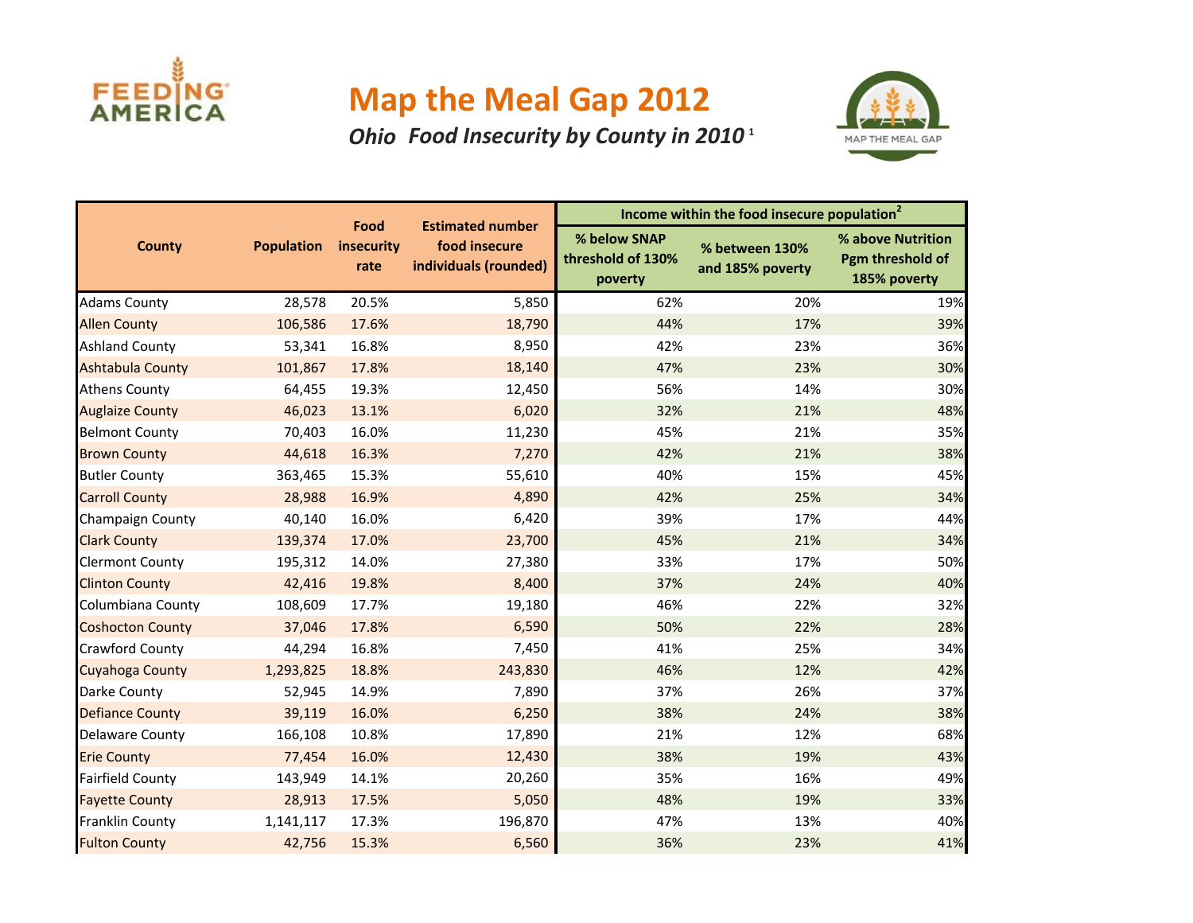# Map the Meal Gap 2012

## *Ohio Food Insecurity by County in 2010* [1]

| County | Population | Food insecurity rate | Estimated number food insecure individuals (rounded) | Income within the food insecure population[2] | | |
|---|---|---|---|---|---|---|
| | | | | % below SNAP threshold of 130% poverty | % between 130% and 185% poverty | % above Nutrition Pgm threshold of 185% poverty |
| Adams County | 28,578 | 20.5% | 5,850 | 62% | 20% | 19% |
| Allen County | 106,586 | 17.6% | 18,790 | 44% | 17% | 39% |
| Ashland County | 53,341 | 16.8% | 8,950 | 42% | 23% | 36% |
| Ashtabula County | 101,867 | 17.8% | 18,140 | 47% | 23% | 30% |
| Athens County | 64,455 | 19.3% | 12,450 | 56% | 14% | 30% |
| Auglaize County | 46,023 | 13.1% | 6,020 | 32% | 21% | 48% |
| Belmont County | 70,403 | 16.0% | 11,230 | 45% | 21% | 35% |
| Brown County | 44,618 | 16.3% | 7,270 | 42% | 21% | 38% |
| Butler County | 363,465 | 15.3% | 55,610 | 40% | 15% | 45% |
| Carroll County | 28,988 | 16.9% | 4,890 | 42% | 25% | 34% |
| Champaign County | 40,140 | 16.0% | 6,420 | 39% | 17% | 44% |
| Clark County | 139,374 | 17.0% | 23,700 | 45% | 21% | 34% |
| Clermont County | 195,312 | 14.0% | 27,380 | 33% | 17% | 50% |
| Clinton County | 42,416 | 19.8% | 8,400 | 37% | 24% | 40% |
| Columbiana County | 108,609 | 17.7% | 19,180 | 46% | 22% | 32% |
| Coshocton County | 37,046 | 17.8% | 6,590 | 50% | 22% | 28% |
| Crawford County | 44,294 | 16.8% | 7,450 | 41% | 25% | 34% |
| Cuyahoga County | 1,293,825 | 18.8% | 243,830 | 46% | 12% | 42% |
| Darke County | 52,945 | 14.9% | 7,890 | 37% | 26% | 37% |
| Defiance County | 39,119 | 16.0% | 6,250 | 38% | 24% | 38% |
| Delaware County | 166,108 | 10.8% | 17,890 | 21% | 12% | 68% |
| Erie County | 77,454 | 16.0% | 12,430 | 38% | 19% | 43% |
| Fairfield County | 143,949 | 14.1% | 20,260 | 35% | 16% | 49% |
| Fayette County | 28,913 | 17.5% | 5,050 | 48% | 19% | 33% |
| Franklin County | 1,141,117 | 17.3% | 196,870 | 47% | 13% | 40% |
| Fulton County | 42,756 | 15.3% | 6,560 | 36% | 23% | 41% |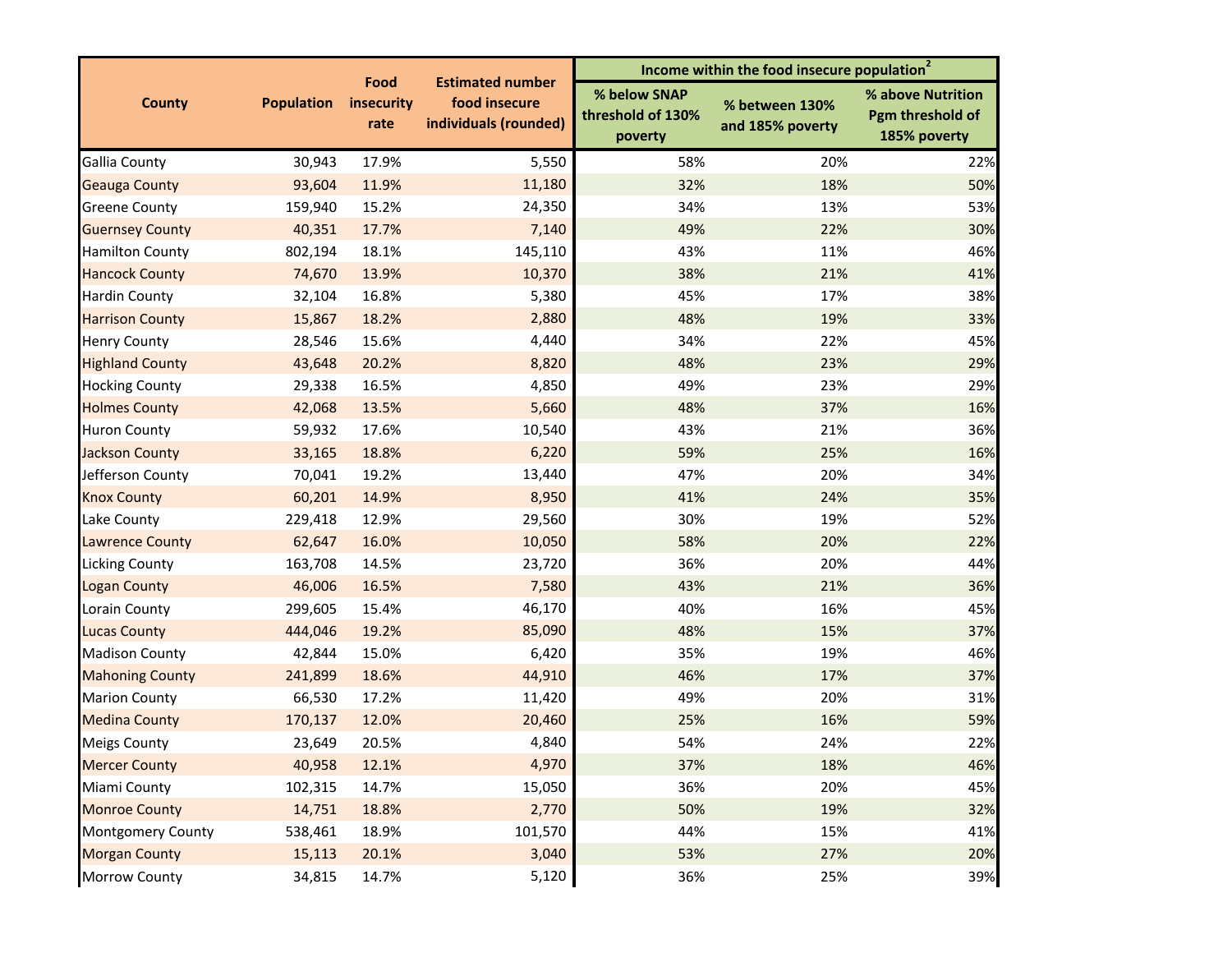| County | Population | Food insecurity rate | Estimated number food insecure individuals (rounded) | Income within the food insecure population[2] | | |
|---|---|---|---|---|---|---|
| | | | | % below SNAP threshold of 130% poverty | % between 130% and 185% poverty | % above Nutrition Pgm threshold of 185% poverty |
| Gallia County | 30,943 | 17.9% | 5,550 | 58% | 20% | 22% |
| Geauga County | 93,604 | 11.9% | 11,180 | 32% | 18% | 50% |
| Greene County | 159,940 | 15.2% | 24,350 | 34% | 13% | 53% |
| Guernsey County | 40,351 | 17.7% | 7,140 | 49% | 22% | 30% |
| Hamilton County | 802,194 | 18.1% | 145,110 | 43% | 11% | 46% |
| Hancock County | 74,670 | 13.9% | 10,370 | 38% | 21% | 41% |
| Hardin County | 32,104 | 16.8% | 5,380 | 45% | 17% | 38% |
| Harrison County | 15,867 | 18.2% | 2,880 | 48% | 19% | 33% |
| Henry County | 28,546 | 15.6% | 4,440 | 34% | 22% | 45% |
| Highland County | 43,648 | 20.2% | 8,820 | 48% | 23% | 29% |
| Hocking County | 29,338 | 16.5% | 4,850 | 49% | 23% | 29% |
| Holmes County | 42,068 | 13.5% | 5,660 | 48% | 37% | 16% |
| Huron County | 59,932 | 17.6% | 10,540 | 43% | 21% | 36% |
| Jackson County | 33,165 | 18.8% | 6,220 | 59% | 25% | 16% |
| Jefferson County | 70,041 | 19.2% | 13,440 | 47% | 20% | 34% |
| Knox County | 60,201 | 14.9% | 8,950 | 41% | 24% | 35% |
| Lake County | 229,418 | 12.9% | 29,560 | 30% | 19% | 52% |
| Lawrence County | 62,647 | 16.0% | 10,050 | 58% | 20% | 22% |
| Licking County | 163,708 | 14.5% | 23,720 | 36% | 20% | 44% |
| Logan County | 46,006 | 16.5% | 7,580 | 43% | 21% | 36% |
| Lorain County | 299,605 | 15.4% | 46,170 | 40% | 16% | 45% |
| Lucas County | 444,046 | 19.2% | 85,090 | 48% | 15% | 37% |
| Madison County | 42,844 | 15.0% | 6,420 | 35% | 19% | 46% |
| Mahoning County | 241,899 | 18.6% | 44,910 | 46% | 17% | 37% |
| Marion County | 66,530 | 17.2% | 11,420 | 49% | 20% | 31% |
| Medina County | 170,137 | 12.0% | 20,460 | 25% | 16% | 59% |
| Meigs County | 23,649 | 20.5% | 4,840 | 54% | 24% | 22% |
| Mercer County | 40,958 | 12.1% | 4,970 | 37% | 18% | 46% |
| Miami County | 102,315 | 14.7% | 15,050 | 36% | 20% | 45% |
| Monroe County | 14,751 | 18.8% | 2,770 | 50% | 19% | 32% |
| Montgomery County | 538,461 | 18.9% | 101,570 | 44% | 15% | 41% |
| Morgan County | 15,113 | 20.1% | 3,040 | 53% | 27% | 20% |
| Morrow County | 34,815 | 14.7% | 5,120 | 36% | 25% | 39% |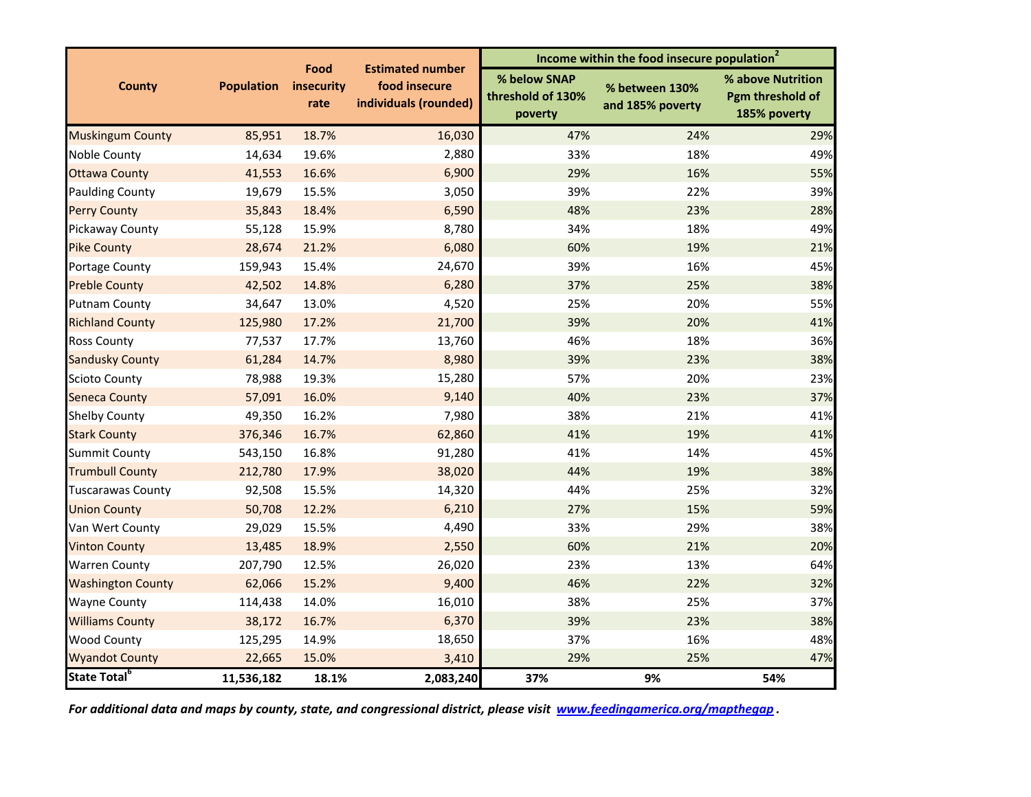| County | Population | Food insecurity rate | Estimated number food insecure individuals (rounded) | Income within the food insecure population[2] | | |
|---|---|---|---|---|---|---|
| | | | | % below SNAP threshold of 130% poverty | % between 130% and 185% poverty | % above Nutrition Pgm threshold of 185% poverty |
| Muskingum County | 85,951 | 18.7% | 16,030 | 47% | 24% | 29% |
| Noble County | 14,634 | 19.6% | 2,880 | 33% | 18% | 49% |
| Ottawa County | 41,553 | 16.6% | 6,900 | 29% | 16% | 55% |
| Paulding County | 19,679 | 15.5% | 3,050 | 39% | 22% | 39% |
| Perry County | 35,843 | 18.4% | 6,590 | 48% | 23% | 28% |
| Pickaway County | 55,128 | 15.9% | 8,780 | 34% | 18% | 49% |
| Pike County | 28,674 | 21.2% | 6,080 | 60% | 19% | 21% |
| Portage County | 159,943 | 15.4% | 24,670 | 39% | 16% | 45% |
| Preble County | 42,502 | 14.8% | 6,280 | 37% | 25% | 38% |
| Putnam County | 34,647 | 13.0% | 4,520 | 25% | 20% | 55% |
| Richland County | 125,980 | 17.2% | 21,700 | 39% | 20% | 41% |
| Ross County | 77,537 | 17.7% | 13,760 | 46% | 18% | 36% |
| Sandusky County | 61,284 | 14.7% | 8,980 | 39% | 23% | 38% |
| Scioto County | 78,988 | 19.3% | 15,280 | 57% | 20% | 23% |
| Seneca County | 57,091 | 16.0% | 9,140 | 40% | 23% | 37% |
| Shelby County | 49,350 | 16.2% | 7,980 | 38% | 21% | 41% |
| Stark County | 376,346 | 16.7% | 62,860 | 41% | 19% | 41% |
| Summit County | 543,150 | 16.8% | 91,280 | 41% | 14% | 45% |
| Trumbull County | 212,780 | 17.9% | 38,020 | 44% | 19% | 38% |
| Tuscarawas County | 92,508 | 15.5% | 14,320 | 44% | 25% | 32% |
| Union County | 50,708 | 12.2% | 6,210 | 27% | 15% | 59% |
| Van Wert County | 29,029 | 15.5% | 4,490 | 33% | 29% | 38% |
| Vinton County | 13,485 | 18.9% | 2,550 | 60% | 21% | 20% |
| Warren County | 207,790 | 12.5% | 26,020 | 23% | 13% | 64% |
| Washington County | 62,066 | 15.2% | 9,400 | 46% | 22% | 32% |
| Wayne County | 114,438 | 14.0% | 16,010 | 38% | 25% | 37% |
| Williams County | 38,172 | 16.7% | 6,370 | 39% | 23% | 38% |
| Wood County | 125,295 | 14.9% | 18,650 | 37% | 16% | 48% |
| Wyandot County | 22,665 | 15.0% | 3,410 | 29% | 25% | 47% |
| **State Total[6]** | **11,536,182** | **18.1%** | **2,083,240** | **37%** | **9%** | **54%** |

***For additional data and maps by county, state, and congressional district, please visit [www.feedingamerica.org/mapthegap](http://www.feedingamerica.org/mapthegap) .***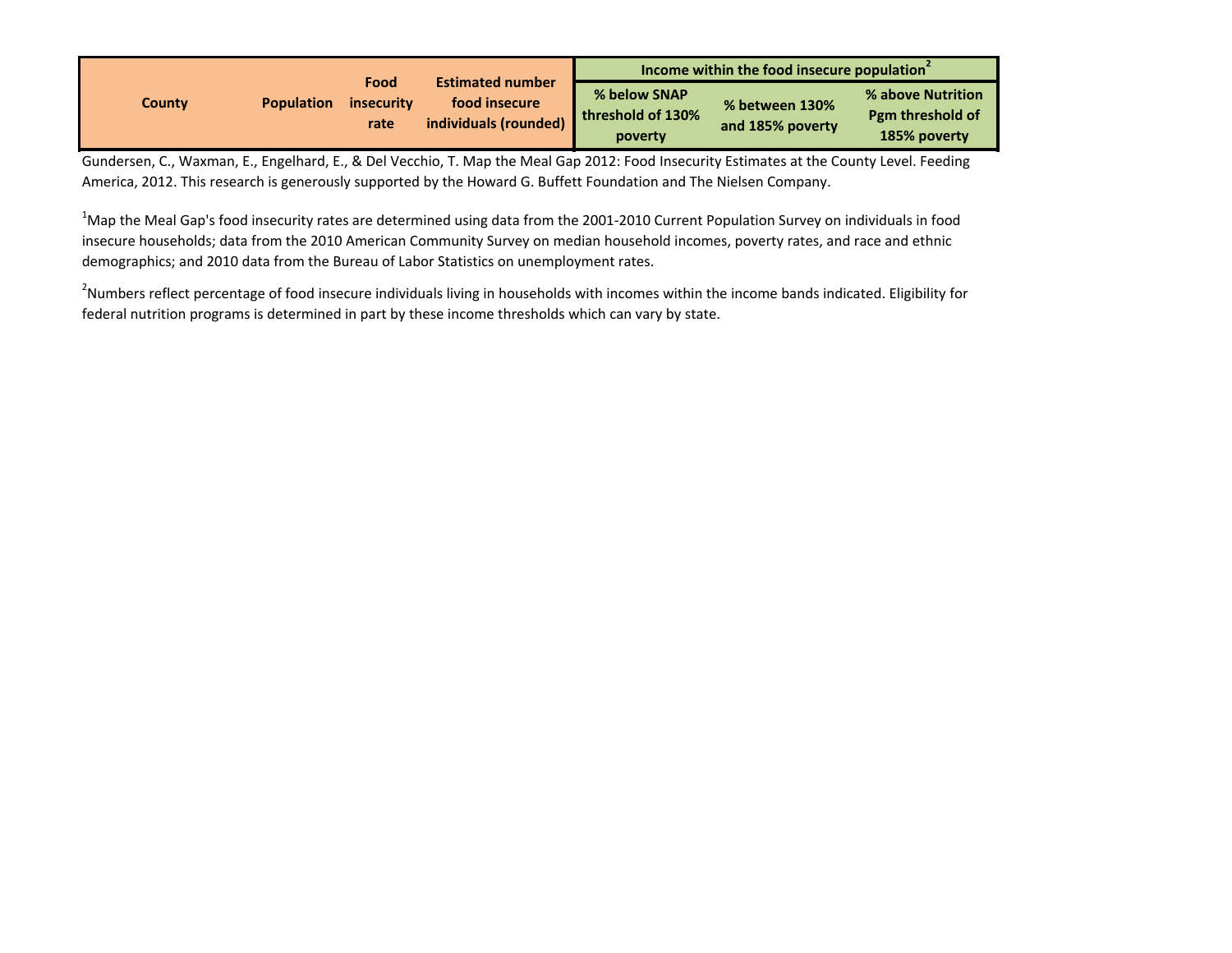| County | Population | Food insecurity rate | Estimated number food insecure individuals (rounded) | Income within the food insecure population[2] | | |
|---|---|---|---|---|---|---|
| | | | | % below SNAP threshold of 130% poverty | % between 130% and 185% poverty | % above Nutrition Pgm threshold of 185% poverty |

Gundersen, C., Waxman, E., Engelhard, E., & Del Vecchio, T. Map the Meal Gap 2012: Food Insecurity Estimates at the County Level. Feeding America, 2012. This research is generously supported by the Howard G. Buffett Foundation and The Nielsen Company.

[1]Map the Meal Gap's food insecurity rates are determined using data from the 2001-2010 Current Population Survey on individuals in food insecure households; data from the 2010 American Community Survey on median household incomes, poverty rates, and race and ethnic demographics; and 2010 data from the Bureau of Labor Statistics on unemployment rates.

[2]Numbers reflect percentage of food insecure individuals living in households with incomes within the income bands indicated. Eligibility for federal nutrition programs is determined in part by these income thresholds which can vary by state.